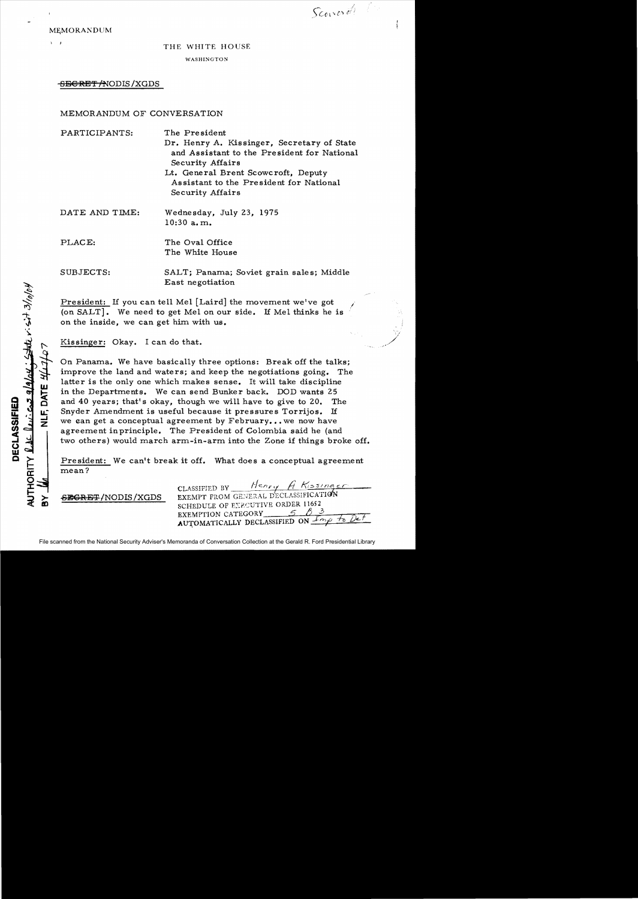MEMORANDUM

THE WHITE HOUSE

WASHINGTON

~~SECRET~~/NODIS/XGDS

MEMORANDUM OF CONVERSATION

PARTICIPANTS: The President
Dr. Henry A. Kissinger, Secretary of State and Assistant to the President for National Security Affairs
Lt. General Brent Scowcroft, Deputy Assistant to the President for National Security Affairs

DATE AND TIME: Wednesday, July 23, 1975
10:30 a.m.

PLACE: The Oval Office
The White House

SUBJECTS: SALT; Panama; Soviet grain sales; Middle East negotiation

President: If you can tell Mel [Laird] the movement we've got (on SALT]. We need to get Mel on our side. If Mel thinks he is on the inside, we can get him with us.

Kissinger: Okay. I can do that.

On Panama. We have basically three options: Break off the talks; improve the land and waters; and keep the negotiations going. The latter is the only one which makes sense. It will take discipline in the Departments. We can send Bunker back. DOD wants 25 and 40 years; that's okay, though we will have to give to 20. The Snyder Amendment is useful because it pressures Torrijos. If we can get a conceptual agreement by February... we now have agreement inprinciple. The President of Colombia said he (and two others) would march arm-in-arm into the Zone if things broke off.

President: We can't break it off. What does a conceptual agreement mean?

~~SECRET~~/NODIS/XGDS

CLASSIFIED BY Henry A. Kissinger
EXEMPT FROM GENERAL DECLASSIFICATION SCHEDULE OF EXECUTIVE ORDER 11652
EXEMPTION CATEGORY 5 (B) 3
AUTOMATICALLY DECLASSIFIED ON Imp to Det

DECLASSIFIED
AUTHORITY 3/10/04
BY NLF, DATE 4/7/07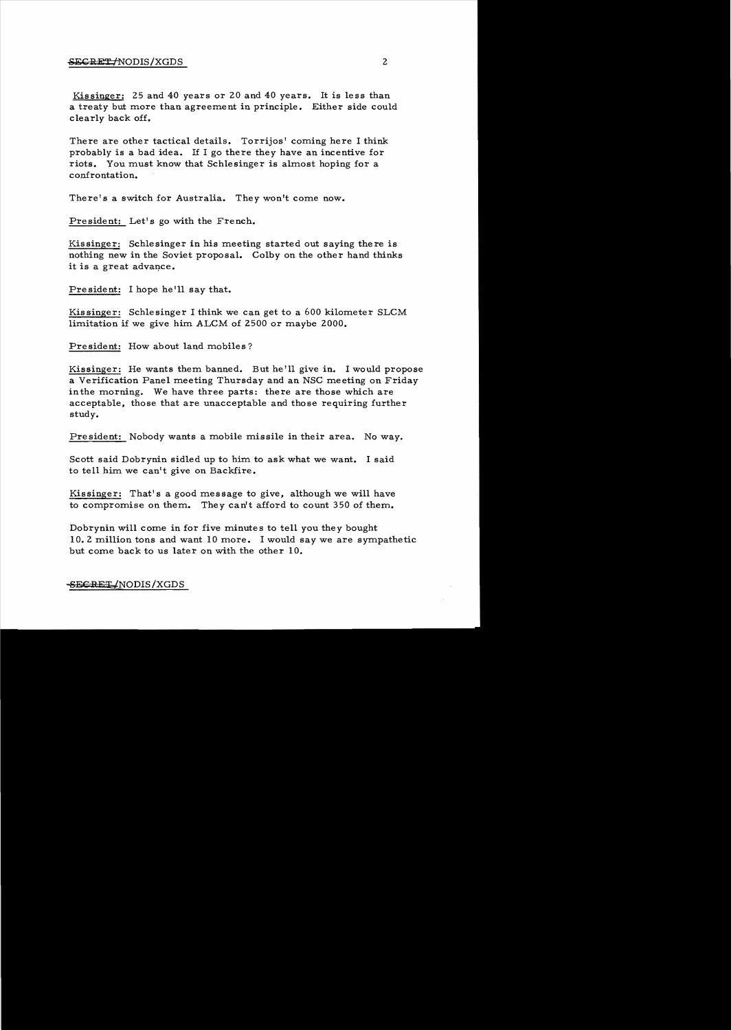Kissinger: 25 and 40 years or 20 and 40 years. It is less than a treaty but more than agreement in principle. Either side could clearly back off.

There are other tactical details. Torrijos' coming here I think probably is a bad idea. If I go there they have an incentive for riots. You must know that Schlesinger is almost hoping for a confrontation.

There's a switch for Australia. They won't come now.

President: Let's go with the French.

Kissinger: Schlesinger in his meeting started out saying there is nothing new in the Soviet proposal. Colby on the other hand thinks it is a great advance.

President: I hope he'll say that.

Kissinger: Schlesinger I think we can get to a 600 kilometer SLCM limitation if we give him ALCM of 2500 or maybe 2000.

President: How about land mobiles?

Kissinger: He wants them banned. But he'll give in. I would propose a Verification Panel meeting Thursday and an NSC meeting on Friday inthe morning. We have three parts: there are those which are acceptable, those that are unacceptable and those requiring further study.

President: Nobody wants a mobile missile in their area. No way.

Scott said Dobrynin sidled up to him to ask what we want. I said to tell him we can't give on Backfire.

Kissinger: That's a good message to give, although we will have to compromise on them. They can't afford to count 350 of them.

Dobrynin will come in for five minutes to tell you they bought 10.2 million tons and want 10 more. I would say we are sympathetic but come back to us later on with the other 10.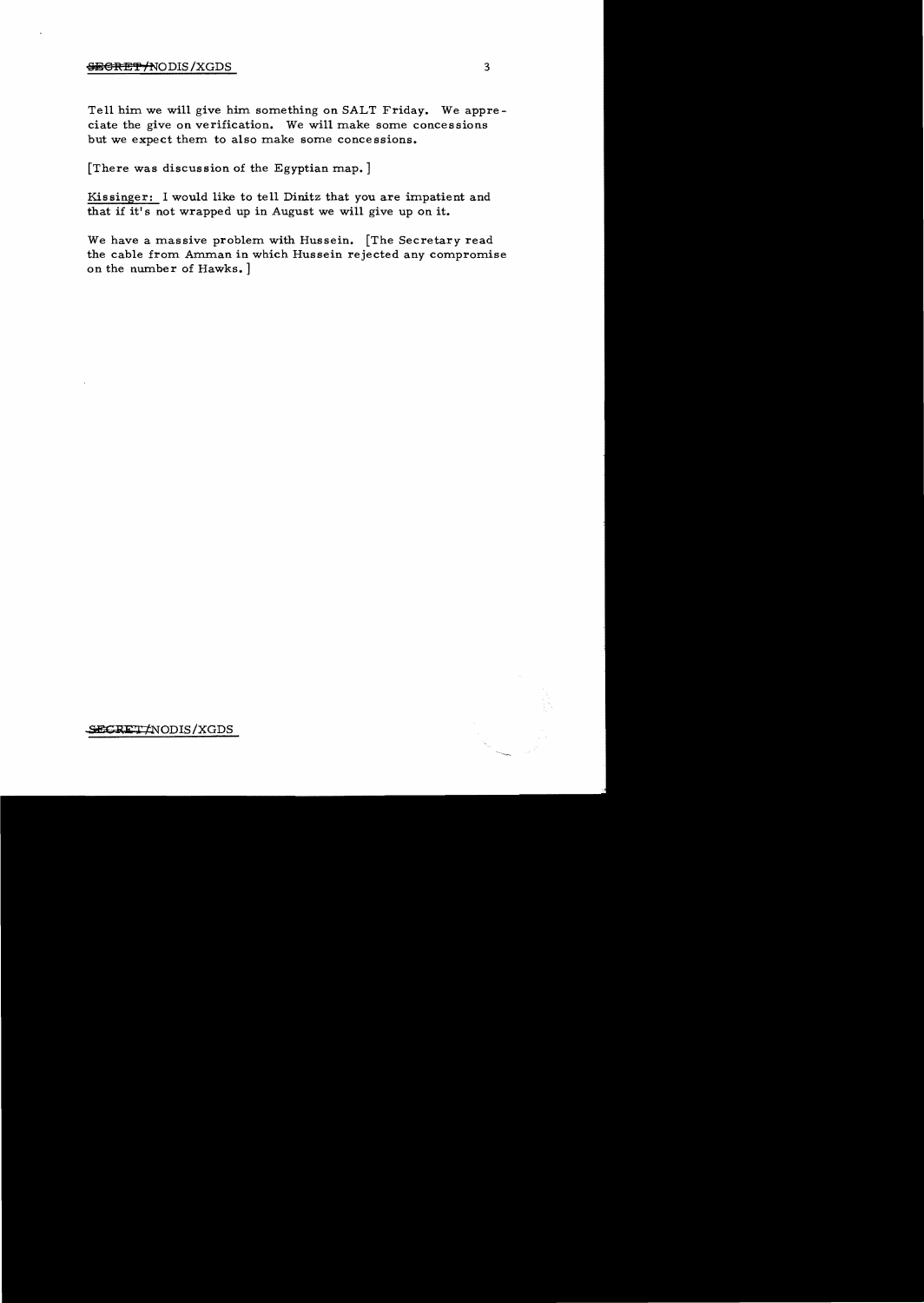Tell him we will give him something on SALT Friday. We appreciate the give on verification. We will make some concessions but we expect them to also make some concessions.

[There was discussion of the Egyptian map.]

Kissinger: I would like to tell Dinitz that you are impatient and that if it's not wrapped up in August we will give up on it.

We have a massive problem with Hussein. [The Secretary read the cable from Amman in which Hussein rejected any compromise on the number of Hawks.]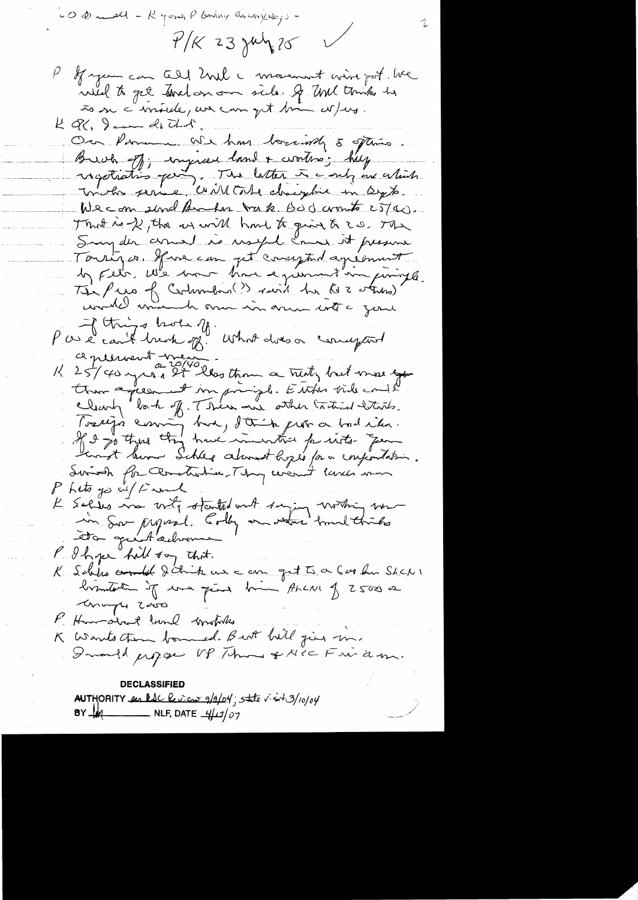O ⊕ mall – K young P Bentley discrepancies –

P/K 23 July 75 ✓

P If you can tell Wal a movement wire got. We need to get Turk on our side. If Wal thinks he is on a inside, we can get him w/us.

K OK. I can do that.

On Panama. We have basically 3 options. Break off; improve land + control; keep negotiations going. The latter is a only one which makes sense. Will take discipline in Dept. We can send Bunker back. DOD wants 25/40. That is 70, then we will have to give to 20. The Snyder amend is useful since it pressures Torrijos. If we can get conceptual agreement by Feb. We won't have agreement in principle. The Pres of Colombia(?) said he (+ 2 others) would march one in area into a zone if things broke off.

P we can't break off. What does a conceptual agreement mean.

K 25/40 years. 20/40. It less than a treaty but more than agreement in principle. Either side could clearly back off. There are other tactical details. Torrijos coming here, I think presents a bad idea. If I go there they have invitation for visits. You can't have Schlesinger around hope for a confrontation. Swindler for Construction. They weren't caned when

P Lets go w/ Fund

K Schles was only started out saying nothing new in Sov proposal. Colby on other hand thinks its a great advance.

P I hope he'll say that.

K Schles would I think we can get to a 60 for SLCM limitation if we give him ALCM of 2500 or maybe 2000

P How about land mobiles

K Wants them banned. Best he'll give in.

I would propose VP Thurs & NSC Fri a.m.

**DECLASSIFIED**
AUTHORITY per LDC Review 9/9/04; state visit 3/10/04
BY [initials] NLF, DATE 4/17/07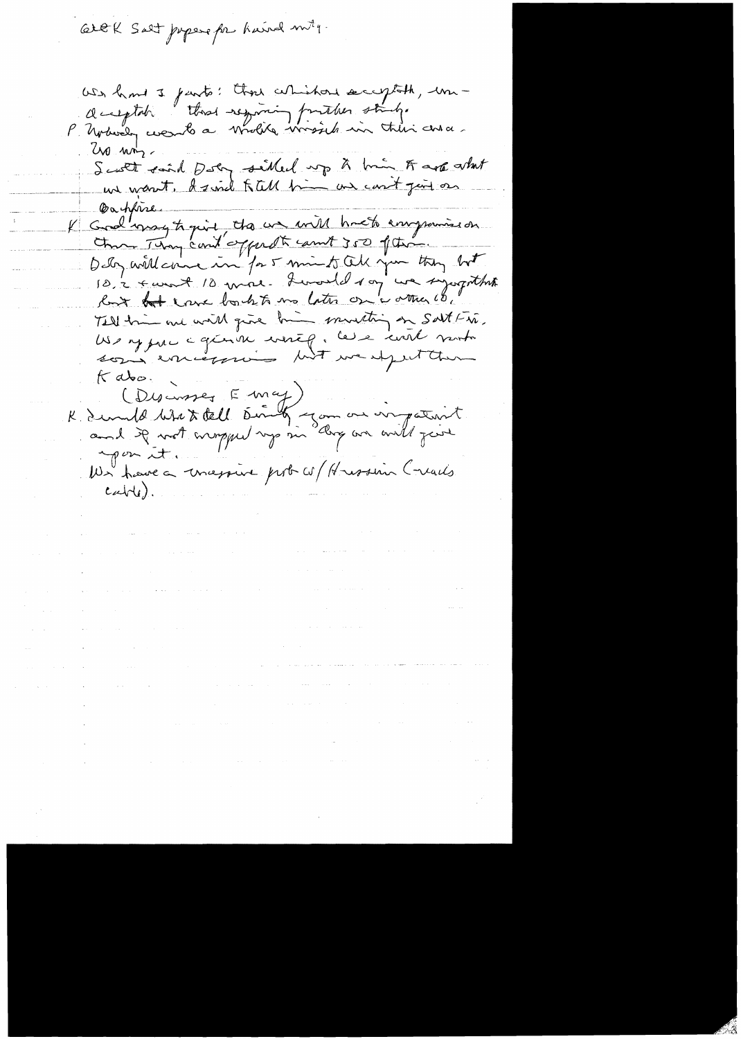GRK SALT papers for Hand mtg.

We have 3 parts: those which are acceptable, unacceptable, those requiring further study.

P. Nobody wants a mobile missile in their area. No way.

Scott said Dobry sidled up to him & ask what we want. I said tell him we can't give on Backfire.

K Good way to give this we will have to compromise on those. They can't afford to cut 350 of them.

Dobry will come in for 5 mins to talk. Your thing but 10, 2 + want 10 more. I would say we suggest that but but come back to me later on a other 10.

Tell him we will give him something on Salt Fri.

We agree a genuine verif. We want to make some concessions but we expect them to also.

(Discusses E may)

K. I would like to tell Dobry you are impatient and if not wrapped up in Chicago we will give up on it.

We have a massive prob w/ Hussein (reads cable).